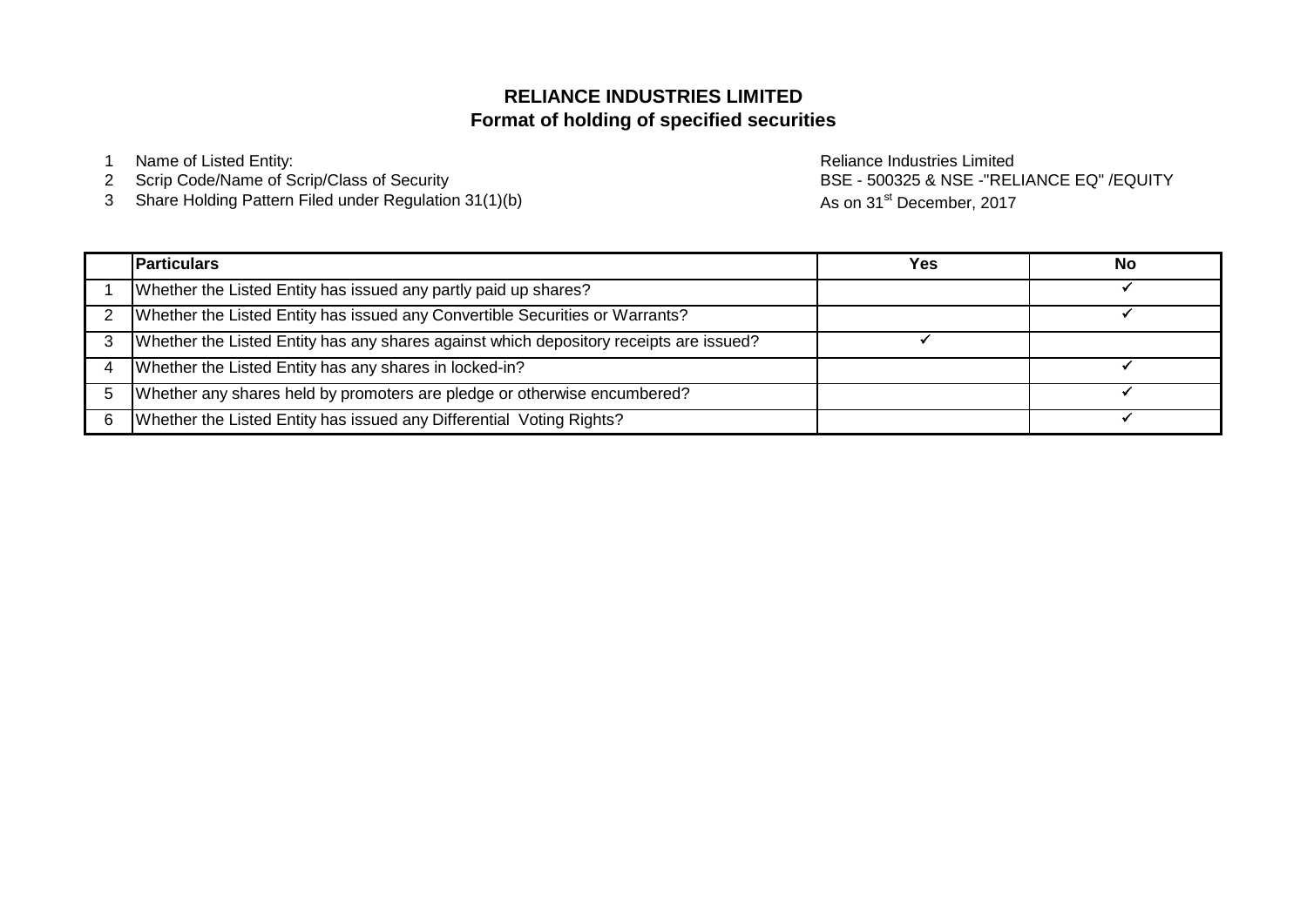# RELIANCE INDUSTRIES LIMITED
## Format of holding of specified securities

1. Name of Listed Entity: Reliance Industries Limited
2. Scrip Code/Name of Scrip/Class of Security: BSE - 500325 & NSE -"RELIANCE EQ" /EQUITY
3. Share Holding Pattern Filed under Regulation 31(1)(b): As on 31st December, 2017

| | Particulars | Yes | No |
|---|---|---|---|
| 1 | Whether the Listed Entity has issued any partly paid up shares? | | ✓ |
| 2 | Whether the Listed Entity has issued any Convertible Securities or Warrants? | | ✓ |
| 3 | Whether the Listed Entity has any shares against which depository receipts are issued? | ✓ | |
| 4 | Whether the Listed Entity has any shares in locked-in? | | ✓ |
| 5 | Whether any shares held by promoters are pledge or otherwise encumbered? | | ✓ |
| 6 | Whether the Listed Entity has issued any Differential Voting Rights? | | ✓ |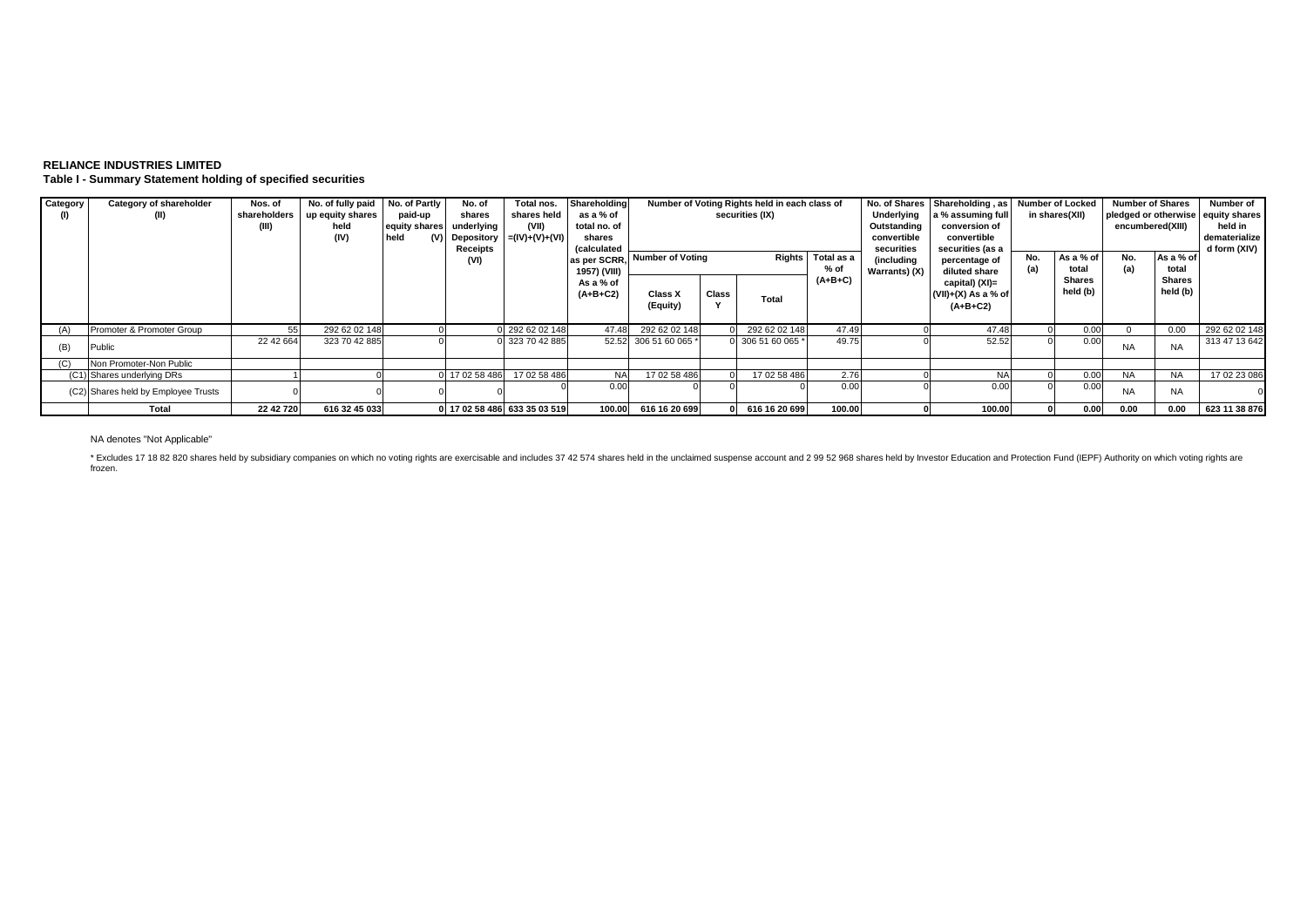**RELIANCE INDUSTRIES LIMITED**

**Table I - Summary Statement holding of specified securities**

| Category (I) | Category of shareholder (II) | Nos. of shareholders (III) | No. of fully paid up equity shares held (IV) | No. of Partly paid-up equity shares held (V) | No. of shares underlying Depository Receipts (VI) | Total nos. shares held (VII) =(IV)+(V)+(VI) | Shareholding as a % of total no. of shares (calculated as per SCRR, 1957) (VIII) As a % of (A+B+C2) | Number of Voting Rights held in each class of securities (IX) | | | | No. of Shares Underlying Outstanding convertible securities (including Warrants) (X) | Shareholding , as a % assuming full conversion of convertible securities (as a percentage of diluted share capital) (XI)= (VII)+(X) As a % of (A+B+C2) | Number of Locked in shares(XII) | | Number of Shares pledged or otherwise encumbered(XIII) | | Number of equity shares held in dematerialized form (XIV) |
|---|---|---|---|---|---|---|---|---|---|---|---|---|---|---|---|---|---|---|
| | | | | | | | | Number of Voting Rights | | | Total as a % of (A+B+C) | | | No. (a) | As a % of total Shares held (b) | No. (a) | As a % of total Shares held (b) | |
| | | | | | | | | Class X (Equity) | Class Y | Total | | | | | | | | |
| (A) | Promoter & Promoter Group | 55 | 292 62 02 148 | 0 | 0 | 292 62 02 148 | 47.48 | 292 62 02 148 | 0 | 292 62 02 148 | 47.49 | 0 | 47.48 | 0 | 0.00 | 0 | 0.00 | 292 62 02 148 |
| (B) | Public | 22 42 664 | 323 70 42 885 | 0 | 0 | 323 70 42 885 | 52.52 | 306 51 60 065 * | 0 | 306 51 60 065 * | 49.75 | 0 | 52.52 | 0 | 0.00 | NA | NA | 313 47 13 642 |
| (C) | Non Promoter-Non Public | | | | | | | | | | | | | | | | | |
| (C1) | Shares underlying DRs | 1 | 0 | 0 | 17 02 58 486 | 17 02 58 486 | NA | 17 02 58 486 | 0 | 17 02 58 486 | 2.76 | 0 | NA | 0 | 0.00 | NA | NA | 17 02 23 086 |
| (C2) | Shares held by Employee Trusts | 0 | 0 | 0 | 0 | 0 | 0.00 | 0 | 0 | 0 | 0.00 | 0 | 0.00 | 0 | 0.00 | NA | NA | 0 |
| | **Total** | **22 42 720** | **616 32 45 033** | **0** | **17 02 58 486** | **633 35 03 519** | **100.00** | **616 16 20 699** | **0** | **616 16 20 699** | **100.00** | **0** | **100.00** | **0** | **0.00** | **0.00** | **0.00** | **623 11 38 876** |

NA denotes "Not Applicable"

* Excludes 17 18 82 820 shares held by subsidiary companies on which no voting rights are exercisable and includes 37 42 574 shares held in the unclaimed suspense account and 2 99 52 968 shares held by Investor Education and Protection Fund (IEPF) Authority on which voting rights are frozen.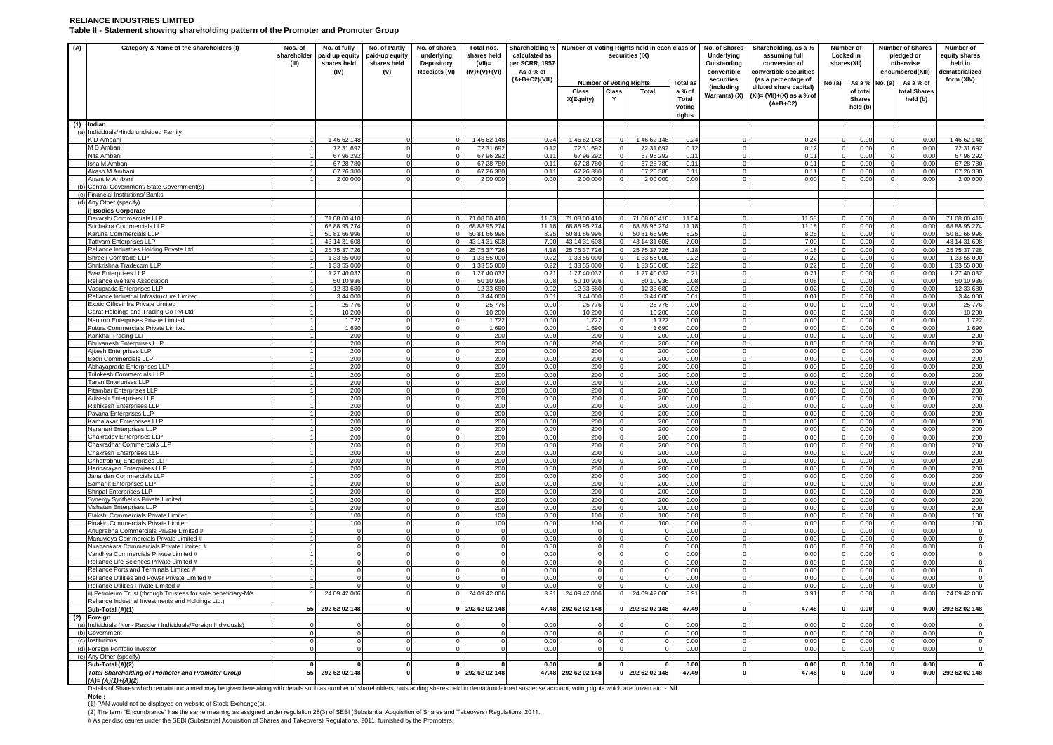# RELIANCE INDUSTRIES LIMITED

**Table II - Statement showing shareholding pattern of the Promoter and Promoter Group**

| (A) | Category & Name of the shareholders (I) | Nos. of shareholder (III) | No. of fully paid up equity shares held (IV) | No. of Partly paid-up equity shares held (V) | No. of shares underlying Depository Receipts (VI) | Total nos. shares held (VII)= (IV)+(V)+(VI) | Shareholding % calculated as per SCRR, 1957 As a % of (A+B+C2)(VIII) | Number of Voting Rights held in each class of securities (IX) | | | | No. of Shares Underlying Outstanding convertible securities (including Warrants) (X) | Shareholding, as a % assuming full conversion of convertible securities (as a percentage of diluted share capital) (XI)= (VII)+(X) as a % of (A+B+C2) | Number of Locked in shares(XII) | | Number of Shares pledged or otherwise encumbered(XIII) | | Number of equity shares held in dematerialized form (XIV) |
|---|---|---|---|---|---|---|---|---|---|---|---|---|---|---|---|---|---|---|
| | | | | | | | | Number of Voting Rights | | | Total as a % of Total Voting rights | | | No.(a) | As a % of total Shares held (b) | No. (a) | As a % of total Shares held (b) | |
| | | | | | | | | Class X(Equity) | Class Y | Total | | | | | | | | |
| (1) | **Indian** | | | | | | | | | | | | | | | | | |
| (a) | Individuals/Hindu undivided Family | | | | | | | | | | | | | | | | | |
| | K D Ambani | 1 | 1 46 62 148 | 0 | 0 | 1 46 62 148 | 0.24 | 1 46 62 148 | 0 | 1 46 62 148 | 0.24 | 0 | 0.24 | 0 | 0.00 | 0 | 0.00 | 1 46 62 148 |
| | M D Ambani | 1 | 72 31 692 | 0 | 0 | 72 31 692 | 0.12 | 72 31 692 | 0 | 72 31 692 | 0.12 | 0 | 0.12 | 0 | 0.00 | 0 | 0.00 | 72 31 692 |
| | Nita Ambani | 1 | 67 96 292 | 0 | 0 | 67 96 292 | 0.11 | 67 96 292 | 0 | 67 96 292 | 0.11 | 0 | 0.11 | 0 | 0.00 | 0 | 0.00 | 67 96 292 |
| | Isha M Ambani | 1 | 67 28 780 | 0 | 0 | 67 28 780 | 0.11 | 67 28 780 | 0 | 67 28 780 | 0.11 | 0 | 0.11 | 0 | 0.00 | 0 | 0.00 | 67 28 780 |
| | Akash M Ambani | 1 | 67 26 380 | 0 | 0 | 67 26 380 | 0.11 | 67 26 380 | 0 | 67 26 380 | 0.11 | 0 | 0.11 | 0 | 0.00 | 0 | 0.00 | 67 26 380 |
| | Anant M Ambani | 1 | 2 00 000 | 0 | 0 | 2 00 000 | 0.00 | 2 00 000 | 0 | 2 00 000 | 0.00 | 0 | 0.00 | 0 | 0.00 | 0 | 0.00 | 2 00 000 |
| (b) | Central Government/ State Government(s) | | | | | | | | | | | | | | | | | |
| (c) | Financial Institutions/ Banks | | | | | | | | | | | | | | | | | |
| (d) | Any Other (specify) | | | | | | | | | | | | | | | | | |
| | **i) Bodies Corporate** | | | | | | | | | | | | | | | | | |
| | Devarshi Commercials LLP | 1 | 71 08 00 410 | 0 | 0 | 71 08 00 410 | 11.53 | 71 08 00 410 | 0 | 71 08 00 410 | 11.54 | 0 | 11.53 | 0 | 0.00 | 0 | 0.00 | 71 08 00 410 |
| | Srichakra Commercials LLP | 1 | 68 88 95 274 | 0 | 0 | 68 88 95 274 | 11.18 | 68 88 95 274 | 0 | 68 88 95 274 | 11.18 | 0 | 11.18 | 0 | 0.00 | 0 | 0.00 | 68 88 95 274 |
| | Karuna Commercials LLP | 1 | 50 81 66 996 | 0 | 0 | 50 81 66 996 | 8.25 | 50 81 66 996 | 0 | 50 81 66 996 | 8.25 | 0 | 8.25 | 0 | 0.00 | 0 | 0.00 | 50 81 66 996 |
| | Tattvam Enterprises LLP | 1 | 43 14 31 608 | 0 | 0 | 43 14 31 608 | 7.00 | 43 14 31 608 | 0 | 43 14 31 608 | 7.00 | 0 | 7.00 | 0 | 0.00 | 0 | 0.00 | 43 14 31 608 |
| | Reliance Industries Holding Private Ltd | 1 | 25 75 37 726 | 0 | 0 | 25 75 37 726 | 4.18 | 25 75 37 726 | 0 | 25 75 37 726 | 4.18 | 0 | 4.18 | 0 | 0.00 | 0 | 0.00 | 25 75 37 726 |
| | Shreeji Comtrade LLP | 1 | 1 33 55 000 | 0 | 0 | 1 33 55 000 | 0.22 | 1 33 55 000 | 0 | 1 33 55 000 | 0.22 | 0 | 0.22 | 0 | 0.00 | 0 | 0.00 | 1 33 55 000 |
| | Shrikrishna Tradecom LLP | 1 | 1 33 55 000 | 0 | 0 | 1 33 55 000 | 0.22 | 1 33 55 000 | 0 | 1 33 55 000 | 0.22 | 0 | 0.22 | 0 | 0.00 | 0 | 0.00 | 1 33 55 000 |
| | Svar Enterprises LLP | 1 | 1 27 40 032 | 0 | 0 | 1 27 40 032 | 0.21 | 1 27 40 032 | 0 | 1 27 40 032 | 0.21 | 0 | 0.21 | 0 | 0.00 | 0 | 0.00 | 1 27 40 032 |
| | Reliance Welfare Association | 1 | 50 10 936 | 0 | 0 | 50 10 936 | 0.08 | 50 10 936 | 0 | 50 10 936 | 0.08 | 0 | 0.08 | 0 | 0.00 | 0 | 0.00 | 50 10 936 |
| | Vasuprada Enterprises LLP | 1 | 12 33 680 | 0 | 0 | 12 33 680 | 0.02 | 12 33 680 | 0 | 12 33 680 | 0.02 | 0 | 0.02 | 0 | 0.00 | 0 | 0.00 | 12 33 680 |
| | Reliance Industrial Infrastructure Limited | 1 | 3 44 000 | 0 | 0 | 3 44 000 | 0.01 | 3 44 000 | 0 | 3 44 000 | 0.01 | 0 | 0.01 | 0 | 0.00 | 0 | 0.00 | 3 44 000 |
| | Exotic Officeinfra Private Limited | 1 | 25 776 | 0 | 0 | 25 776 | 0.00 | 25 776 | 0 | 25 776 | 0.00 | 0 | 0.00 | 0 | 0.00 | 0 | 0.00 | 25 776 |
| | Carat Holdings and Trading Co Pvt Ltd | 1 | 10 200 | 0 | 0 | 10 200 | 0.00 | 10 200 | 0 | 10 200 | 0.00 | 0 | 0.00 | 0 | 0.00 | 0 | 0.00 | 10 200 |
| | Neutron Enterprises Private Limited | 1 | 1 722 | 0 | 0 | 1 722 | 0.00 | 1 722 | 0 | 1 722 | 0.00 | 0 | 0.00 | 0 | 0.00 | 0 | 0.00 | 1 722 |
| | Futura Commercials Private Limited | 1 | 1 690 | 0 | 0 | 1 690 | 0.00 | 1 690 | 0 | 1 690 | 0.00 | 0 | 0.00 | 0 | 0.00 | 0 | 0.00 | 1 690 |
| | Kankhal Trading LLP | 1 | 200 | 0 | 0 | 200 | 0.00 | 200 | 0 | 200 | 0.00 | 0 | 0.00 | 0 | 0.00 | 0 | 0.00 | 200 |
| | Bhuvanesh Enterprises LLP | 1 | 200 | 0 | 0 | 200 | 0.00 | 200 | 0 | 200 | 0.00 | 0 | 0.00 | 0 | 0.00 | 0 | 0.00 | 200 |
| | Ajitesh Enterprises LLP | 1 | 200 | 0 | 0 | 200 | 0.00 | 200 | 0 | 200 | 0.00 | 0 | 0.00 | 0 | 0.00 | 0 | 0.00 | 200 |
| | Badri Commercials LLP | 1 | 200 | 0 | 0 | 200 | 0.00 | 200 | 0 | 200 | 0.00 | 0 | 0.00 | 0 | 0.00 | 0 | 0.00 | 200 |
| | Abhayaprada Enterprises LLP | 1 | 200 | 0 | 0 | 200 | 0.00 | 200 | 0 | 200 | 0.00 | 0 | 0.00 | 0 | 0.00 | 0 | 0.00 | 200 |
| | Trilokesh Commercials LLP | 1 | 200 | 0 | 0 | 200 | 0.00 | 200 | 0 | 200 | 0.00 | 0 | 0.00 | 0 | 0.00 | 0 | 0.00 | 200 |
| | Taran Enterprises LLP | 1 | 200 | 0 | 0 | 200 | 0.00 | 200 | 0 | 200 | 0.00 | 0 | 0.00 | 0 | 0.00 | 0 | 0.00 | 200 |
| | Pitambar Enterprises LLP | 1 | 200 | 0 | 0 | 200 | 0.00 | 200 | 0 | 200 | 0.00 | 0 | 0.00 | 0 | 0.00 | 0 | 0.00 | 200 |
| | Adisesh Enterprises LLP | 1 | 200 | 0 | 0 | 200 | 0.00 | 200 | 0 | 200 | 0.00 | 0 | 0.00 | 0 | 0.00 | 0 | 0.00 | 200 |
| | Rishikesh Enterprises LLP | 1 | 200 | 0 | 0 | 200 | 0.00 | 200 | 0 | 200 | 0.00 | 0 | 0.00 | 0 | 0.00 | 0 | 0.00 | 200 |
| | Pavana Enterprises LLP | 1 | 200 | 0 | 0 | 200 | 0.00 | 200 | 0 | 200 | 0.00 | 0 | 0.00 | 0 | 0.00 | 0 | 0.00 | 200 |
| | Kamalakar Enterprises LLP | 1 | 200 | 0 | 0 | 200 | 0.00 | 200 | 0 | 200 | 0.00 | 0 | 0.00 | 0 | 0.00 | 0 | 0.00 | 200 |
| | Narahari Enterprises LLP | 1 | 200 | 0 | 0 | 200 | 0.00 | 200 | 0 | 200 | 0.00 | 0 | 0.00 | 0 | 0.00 | 0 | 0.00 | 200 |
| | Chakradev Enterprises LLP | 1 | 200 | 0 | 0 | 200 | 0.00 | 200 | 0 | 200 | 0.00 | 0 | 0.00 | 0 | 0.00 | 0 | 0.00 | 200 |
| | Chakradhar Commercials LLP | 1 | 200 | 0 | 0 | 200 | 0.00 | 200 | 0 | 200 | 0.00 | 0 | 0.00 | 0 | 0.00 | 0 | 0.00 | 200 |
| | Chakresh Enterprises LLP | 1 | 200 | 0 | 0 | 200 | 0.00 | 200 | 0 | 200 | 0.00 | 0 | 0.00 | 0 | 0.00 | 0 | 0.00 | 200 |
| | Chhatrabhuj Enterprises LLP | 1 | 200 | 0 | 0 | 200 | 0.00 | 200 | 0 | 200 | 0.00 | 0 | 0.00 | 0 | 0.00 | 0 | 0.00 | 200 |
| | Harinarayan Enterprises LLP | 1 | 200 | 0 | 0 | 200 | 0.00 | 200 | 0 | 200 | 0.00 | 0 | 0.00 | 0 | 0.00 | 0 | 0.00 | 200 |
| | Janardan Commercials LLP | 1 | 200 | 0 | 0 | 200 | 0.00 | 200 | 0 | 200 | 0.00 | 0 | 0.00 | 0 | 0.00 | 0 | 0.00 | 200 |
| | Samarjit Enterprises LLP | 1 | 200 | 0 | 0 | 200 | 0.00 | 200 | 0 | 200 | 0.00 | 0 | 0.00 | 0 | 0.00 | 0 | 0.00 | 200 |
| | Shripal Enterprises LLP | 1 | 200 | 0 | 0 | 200 | 0.00 | 200 | 0 | 200 | 0.00 | 0 | 0.00 | 0 | 0.00 | 0 | 0.00 | 200 |
| | Synergy Synthetics Private Limited | 1 | 200 | 0 | 0 | 200 | 0.00 | 200 | 0 | 200 | 0.00 | 0 | 0.00 | 0 | 0.00 | 0 | 0.00 | 200 |
| | Vishatan Enterprises LLP | 1 | 200 | 0 | 0 | 200 | 0.00 | 200 | 0 | 200 | 0.00 | 0 | 0.00 | 0 | 0.00 | 0 | 0.00 | 200 |
| | Elakshi Commercials Private Limited | 1 | 100 | 0 | 0 | 100 | 0.00 | 100 | 0 | 100 | 0.00 | 0 | 0.00 | 0 | 0.00 | 0 | 0.00 | 100 |
| | Pinakin Commercials Private Limited | 1 | 100 | 0 | 0 | 100 | 0.00 | 100 | 0 | 100 | 0.00 | 0 | 0.00 | 0 | 0.00 | 0 | 0.00 | 100 |
| | Anuprabha Commercials Private Limited # | 1 | 0 | 0 | 0 | 0 | 0.00 | 0 | 0 | 0 | 0.00 | 0 | 0.00 | 0 | 0.00 | 0 | 0.00 | 0 |
| | Manuvidya Commercials Private Limited # | 1 | 0 | 0 | 0 | 0 | 0.00 | 0 | 0 | 0 | 0.00 | 0 | 0.00 | 0 | 0.00 | 0 | 0.00 | 0 |
| | Nirahankara Commercials Private Limited # | 1 | 0 | 0 | 0 | 0 | 0.00 | 0 | 0 | 0 | 0.00 | 0 | 0.00 | 0 | 0.00 | 0 | 0.00 | 0 |
| | Vandhya Commercials Private Limited # | 1 | 0 | 0 | 0 | 0 | 0.00 | 0 | 0 | 0 | 0.00 | 0 | 0.00 | 0 | 0.00 | 0 | 0.00 | 0 |
| | Reliance Life Sciences Private Limited # | 1 | 0 | 0 | 0 | 0 | 0.00 | 0 | 0 | 0 | 0.00 | 0 | 0.00 | 0 | 0.00 | 0 | 0.00 | 0 |
| | Reliance Ports and Terminals Limited # | 1 | 0 | 0 | 0 | 0 | 0.00 | 0 | 0 | 0 | 0.00 | 0 | 0.00 | 0 | 0.00 | 0 | 0.00 | 0 |
| | Reliance Utilities and Power Private Limited # | 1 | 0 | 0 | 0 | 0 | 0.00 | 0 | 0 | 0 | 0.00 | 0 | 0.00 | 0 | 0.00 | 0 | 0.00 | 0 |
| | Reliance Utilities Private Limited # | 1 | 0 | 0 | 0 | 0 | 0.00 | 0 | 0 | 0 | 0.00 | 0 | 0.00 | 0 | 0.00 | 0 | 0.00 | 0 |
| | ii) Petroleum Trust (through Trustees for sole beneficiary-M/s Reliance Industrial Investments and Holdings Ltd.) | 1 | 24 09 42 006 | 0 | 0 | 24 09 42 006 | 3.91 | 24 09 42 006 | 0 | 24 09 42 006 | 3.91 | 0 | 3.91 | 0 | 0.00 | 0 | 0.00 | 24 09 42 006 |
| | **Sub-Total (A)(1)** | **55** | **292 62 02 148** | **0** | **0** | **292 62 02 148** | **47.48** | **292 62 02 148** | **0** | **292 62 02 148** | **47.49** | **0** | **47.48** | **0** | **0.00** | **0** | **0.00** | **292 62 02 148** |
| (2) | **Foreign** | | | | | | | | | | | | | | | | | |
| (a) | Individuals (Non- Resident Individuals/Foreign Individuals) | 0 | 0 | 0 | 0 | 0 | 0.00 | 0 | 0 | 0 | 0.00 | 0 | 0.00 | 0 | 0.00 | 0 | 0.00 | 0 |
| (b) | Government | 0 | 0 | 0 | 0 | 0 | 0.00 | 0 | 0 | 0 | 0.00 | 0 | 0.00 | 0 | 0.00 | 0 | 0.00 | 0 |
| (c) | Institutions | 0 | 0 | 0 | 0 | 0 | 0.00 | 0 | 0 | 0 | 0.00 | 0 | 0.00 | 0 | 0.00 | 0 | 0.00 | 0 |
| (d) | Foreign Portfolio Investor | 0 | 0 | 0 | 0 | 0 | 0.00 | 0 | 0 | 0 | 0.00 | 0 | 0.00 | 0 | 0.00 | 0 | 0.00 | 0 |
| (e) | Any Other (specify) | | | | | | | | | | | | | | | | | |
| | **Sub-Total (A)(2)** | **0** | **0** | **0** | **0** | **0** | **0.00** | **0** | **0** | **0** | **0.00** | **0** | **0.00** | **0** | **0.00** | **0** | **0.00** | **0** |
| | ***Total Shareholding of Promoter and Promoter Group (A)= (A)(1)+(A)(2)*** | **55** | **292 62 02 148** | **0** | **0** | **292 62 02 148** | **47.48** | **292 62 02 148** | **0** | **292 62 02 148** | **47.49** | **0** | **47.48** | **0** | **0.00** | **0** | **0.00** | **292 62 02 148** |

Details of Shares which remain unclaimed may be given here along with details such as number of shareholders, outstanding shares held in demat/unclaimed suspense account, voting rights which are frozen etc. - **Nil**

**Note :**

(1) PAN would not be displayed on website of Stock Exchange(s).

(2) The term "Encumbrance" has the same meaning as assigned under regulation 28(3) of SEBI (Substantial Acquisition of Shares and Takeovers) Regulations, 2011.

# As per disclosures under the SEBI (Substantial Acquisition of Shares and Takeovers) Regulations, 2011, furnished by the Promoters.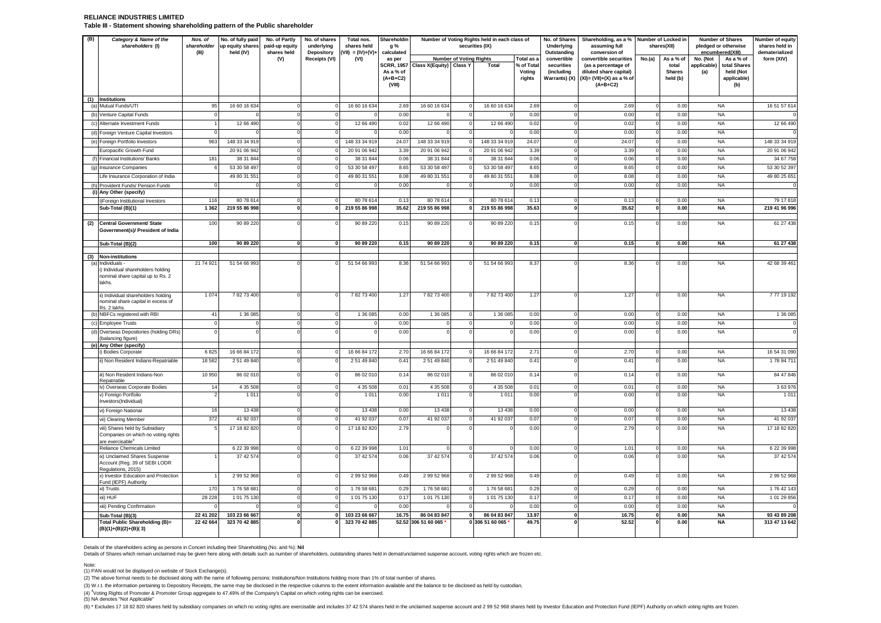**RELIANCE INDUSTRIES LIMITED**

**Table III - Statement showing shareholding pattern of the Public shareholder**

| (B) | Category & Name of the shareholders (I) | Nos. of shareholder (III) | No. of fully paid up equity shares held (IV) | No. of Partly paid-up equity shares held (V) | No. of shares underlying Depository Receipts (VI) | Total nos. shares held (VII) = (IV)+(V)+(VI) | Shareholding % calculated as per SCRR, 1957 As a % of (A+B+C2) (VIII) | Number of Voting Rights held in each class of securities (IX) | | | | No. of Shares Underlying Outstanding convertible securities (including Warrants) (X) | Shareholding, as a % assuming full conversion of convertible securities (as a percentage of diluted share capital) (XI)= (VII)+(X) as a % of (A+B+C2) | Number of Locked in shares(XII) | | Number of Shares pledged or otherwise encumbered(XIII) | | Number of equity shares held in dematerialized form (XIV) |
|---|---|---|---|---|---|---|---|---|---|---|---|---|---|---|---|---|---|---|
| | | | | | | | | Number of Voting Rights | | | Total as a % of Total Voting rights | | | No.(a) | As a % of total Shares held (b) | No. (Not applicable) (a) | As a % of total Shares held (Not applicable) (b) | |
| | | | | | | | | Class X(Equity) | Class Y | Total | | | | | | | | |
| (1) | **Institutions** | | | | | | | | | | | | | | | | | |
| (a) | Mutual Funds/UTI | 95 | 16 60 16 634 | 0 | 0 | 16 60 16 634 | 2.69 | 16 60 16 634 | 0 | 16 60 16 634 | 2.69 | 0 | 2.69 | 0 | 0.00 | NA | | 16 51 57 614 |
| (b) | Venture Capital Funds | 0 | 0 | 0 | 0 | 0 | 0.00 | 0 | 0 | 0 | 0.00 | 0 | 0.00 | 0 | 0.00 | NA | | 0 |
| (c) | Alternate Investment Funds | 1 | 12 66 490 | 0 | 0 | 12 66 490 | 0.02 | 12 66 490 | 0 | 12 66 490 | 0.02 | 0 | 0.02 | 0 | 0.00 | NA | | 12 66 490 |
| (d) | Foreign Venture Capital Investors | 0 | 0 | 0 | 0 | 0 | 0.00 | 0 | 0 | 0 | 0.00 | 0 | 0.00 | 0 | 0.00 | NA | | 0 |
| (e) | Foreign Portfolio Investors | 963 | 148 33 34 919 | 0 | 0 | 148 33 34 919 | 24.07 | 148 33 34 919 | 0 | 148 33 34 919 | 24.07 | 0 | 24.07 | 0 | 0.00 | NA | | 148 33 34 919 |
| | Europacific Growth Fund | | 20 91 06 942 | 0 | 0 | 20 91 06 942 | 3.39 | 20 91 06 942 | 0 | 20 91 06 942 | 3.39 | 0 | 3.39 | 0 | 0.00 | NA | | 20 91 06 942 |
| (f) | Financial Institutions/ Banks | 181 | 38 31 844 | 0 | 0 | 38 31 844 | 0.06 | 38 31 844 | 0 | 38 31 844 | 0.06 | 0 | 0.06 | 0 | 0.00 | NA | | 34 67 758 |
| (g) | Insurance Companies | 6 | 53 30 58 497 | 0 | 0 | 53 30 58 497 | 8.65 | 53 30 58 497 | 0 | 53 30 58 497 | 8.65 | 0 | 8.65 | 0 | 0.00 | NA | | 53 30 52 397 |
| | Life Insurance Corporation of India | | 49 80 31 551 | 0 | 0 | 49 80 31 551 | 8.08 | 49 80 31 551 | 0 | 49 80 31 551 | 8.08 | 0 | 8.08 | 0 | 0.00 | NA | | 49 80 25 651 |
| (h) | Provident Funds/ Pension Funds | 0 | 0 | 0 | 0 | 0 | 0.00 | 0 | 0 | 0 | 0.00 | 0 | 0.00 | 0 | 0.00 | NA | | 0 |
| (i) | Any Other (specify) | | | | | | | | | | | | | | | | | |
| | i)Foreign Institutional Investors | 116 | 80 78 614 | 0 | 0 | 80 78 614 | 0.13 | 80 78 614 | 0 | 80 78 614 | 0.13 | 0 | 0.13 | 0 | 0.00 | NA | | 79 17 818 |
| | **Sub-Total (B)(1)** | **1 362** | **219 55 86 998** | **0** | **0** | **219 55 86 998** | **35.62** | **219 55 86 998** | **0** | **219 55 86 998** | **35.63** | **0** | **35.62** | **0** | **0.00** | **NA** | | **219 41 96 996** |
| (2) | **Central Government/ State Government(s)/ President of India** | 100 | 90 89 220 | 0 | 0 | 90 89 220 | 0.15 | 90 89 220 | 0 | 90 89 220 | 0.15 | 0 | 0.15 | 0 | 0.00 | NA | | 61 27 438 |
| | **Sub-Total (B)(2)** | **100** | **90 89 220** | **0** | **0** | **90 89 220** | **0.15** | **90 89 220** | **0** | **90 89 220** | **0.15** | **0** | **0.15** | **0** | **0.00** | **NA** | | **61 27 438** |
| (3) | **Non-institutions** | | | | | | | | | | | | | | | | | |
| (a) | Individuals - i) Individual shareholders holding nominal share capital up to Rs. 2 lakhs. | 21 74 921 | 51 54 66 993 | 0 | 0 | 51 54 66 993 | 8.36 | 51 54 66 993 | 0 | 51 54 66 993 | 8.37 | 0 | 8.36 | 0 | 0.00 | NA | | 42 68 39 461 |
| | ii) Individual shareholders holding nominal share capital in excess of Rs. 2 lakhs. | 1 074 | 7 82 73 400 | 0 | 0 | 7 82 73 400 | 1.27 | 7 82 73 400 | 0 | 7 82 73 400 | 1.27 | 0 | 1.27 | 0 | 0.00 | NA | | 7 77 19 192 |
| (b) | NBFCs registered with RBI | 41 | 1 36 085 | 0 | 0 | 1 36 085 | 0.00 | 1 36 085 | 0 | 1 36 085 | 0.00 | 0 | 0.00 | 0 | 0.00 | NA | | 1 36 085 |
| (c) | Employee Trusts | 0 | 0 | 0 | 0 | 0 | 0.00 | 0 | 0 | 0 | 0.00 | 0 | 0.00 | 0 | 0.00 | NA | | 0 |
| (d) | Overseas Depositories (holding DRs) (balancing figure) | 0 | 0 | 0 | 0 | 0 | 0.00 | 0 | 0 | 0 | 0.00 | 0 | 0.00 | 0 | 0.00 | NA | | 0 |
| (e) | Any Other (specify) | | | | | | | | | | | | | | | | | |
| | i) Bodies Corporate | 6 825 | 16 66 84 172 | 0 | 0 | 16 66 84 172 | 2.70 | 16 66 84 172 | 0 | 16 66 84 172 | 2.71 | 0 | 2.70 | 0 | 0.00 | NA | | 16 54 31 090 |
| | ii) Non Resident Indians-Repatriable | 18 582 | 2 51 49 840 | 0 | 0 | 2 51 49 840 | 0.41 | 2 51 49 840 | 0 | 2 51 49 840 | 0.41 | 0 | 0.41 | 0 | 0.00 | NA | | 1 78 94 711 |
| | iii) Non Resident Indians-Non Repatriable | 10 950 | 86 02 010 | 0 | 0 | 86 02 010 | 0.14 | 86 02 010 | 0 | 86 02 010 | 0.14 | 0 | 0.14 | 0 | 0.00 | NA | | 84 47 846 |
| | iv) Overseas Corporate Bodies | 14 | 4 35 508 | 0 | 0 | 4 35 508 | 0.01 | 4 35 508 | 0 | 4 35 508 | 0.01 | 0 | 0.01 | 0 | 0.00 | NA | | 3 63 976 |
| | v) Foreign Portfolio Investors(Individual) | 2 | 1 011 | 0 | 0 | 1 011 | 0.00 | 1 011 | 0 | 1 011 | 0.00 | 0 | 0.00 | 0 | 0.00 | NA | | 1 011 |
| | vi) Foreign National | 16 | 13 438 | 0 | 0 | 13 438 | 0.00 | 13 438 | 0 | 13 438 | 0.00 | 0 | 0.00 | 0 | 0.00 | NA | | 13 438 |
| | vii) Clearing Member | 372 | 41 92 037 | 0 | 0 | 41 92 037 | 0.07 | 41 92 037 | 0 | 41 92 037 | 0.07 | 0 | 0.07 | 0 | 0.00 | NA | | 41 92 037 |
| | viii) Shares held by Subsidiary Companies on which no voting rights are exercisable[4] | 5 | 17 18 82 820 | 0 | 0 | 17 18 82 820 | 2.79 | 0 | 0 | 0 | 0.00 | 0 | 2.79 | 0 | 0.00 | NA | | 17 18 82 820 |
| | Reliance Chemicals Limited | | 6 22 39 998 | 0 | 0 | 6 22 39 998 | 1.01 | 0 | 0 | 0 | 0.00 | 0 | 1.01 | 0 | 0.00 | NA | | 6 22 39 998 |
| | ix) Unclaimed Shares Suspense Account (Reg. 39 of SEBI LODR Regulations, 2015) | 1 | 37 42 574 | 0 | 0 | 37 42 574 | 0.06 | 37 42 574 | 0 | 37 42 574 | 0.06 | 0 | 0.06 | 0 | 0.00 | NA | | 37 42 574 |
| | x) Investor Education and Protection Fund (IEPF) Authority | 1 | 2 99 52 968 | 0 | 0 | 2 99 52 968 | 0.49 | 2 99 52 968 | 0 | 2 99 52 968 | 0.49 | 0 | 0.49 | 0 | 0.00 | NA | | 2 99 52 968 |
| | xi) Trusts | 170 | 1 76 58 681 | 0 | 0 | 1 76 58 681 | 0.29 | 1 76 58 681 | 0 | 1 76 58 681 | 0.29 | 0 | 0.29 | 0 | 0.00 | NA | | 1 76 42 143 |
| | xii) HUF | 28 228 | 1 01 75 130 | 0 | 0 | 1 01 75 130 | 0.17 | 1 01 75 130 | 0 | 1 01 75 130 | 0.17 | 0 | 0.17 | 0 | 0.00 | NA | | 1 01 29 856 |
| | xiii) Pending Confirmation | 0 | 0 | 0 | 0 | 0 | 0.00 | 0 | 0 | 0 | 0.00 | 0 | 0.00 | 0 | 0.00 | NA | | 0 |
| | **Sub-Total (B)(3)** | **22 41 202** | **103 23 66 667** | **0** | **0** | **103 23 66 667** | **16.75** | **86 04 83 847** | **0** | **86 04 83 847** | **13.97** | **0** | **16.75** | **0** | **0.00** | **NA** | | **93 43 89 208** |
| | **Total Public Shareholding (B)= (B)(1)+(B)(2)+(B)( 3)** | **22 42 664** | **323 70 42 885** | **0** | **0** | **323 70 42 885** | **52.52** | **306 51 60 065 *** | **0** | **306 51 60 065 *** | **49.75** | **0** | **52.52** | **0** | **0.00** | **NA** | | **313 47 13 642** |

Details of the shareholders acting as persons in Concert including their Shareholding (No. and %): **Nil**

Details of Shares which remain unclaimed may be given here along with details such as number of shareholders, outstanding shares held in demat/unclaimed suspense account, voting rights which are frozen etc.

Note:

(1) PAN would not be displayed on website of Stock Exchange(s).

(2) The above format needs to be disclosed along with the name of following persons: Institutions/Non Institutions holding more than 1% of total number of shares.

(3) W.r.t. the information pertaining to Depository Receipts, the same may be disclosed in the respective columns to the extent information available and the balance to be disclosed as held by custodian,

(4) [4]Voting Rights of Promoter & Promoter Group aggregate to 47.49% of the Company's Capital on which voting rights can be exercised.

(5) NA denotes "Not Applicable"

(6) * Excludes 17 18 82 820 shares held by subsidiary companies on which no voting rights are exercisable and includes 37 42 574 shares held in the unclaimed suspense account and 2 99 52 968 shares held by Investor Education and Protection Fund (IEPF) Authority on which voting rights are frozen.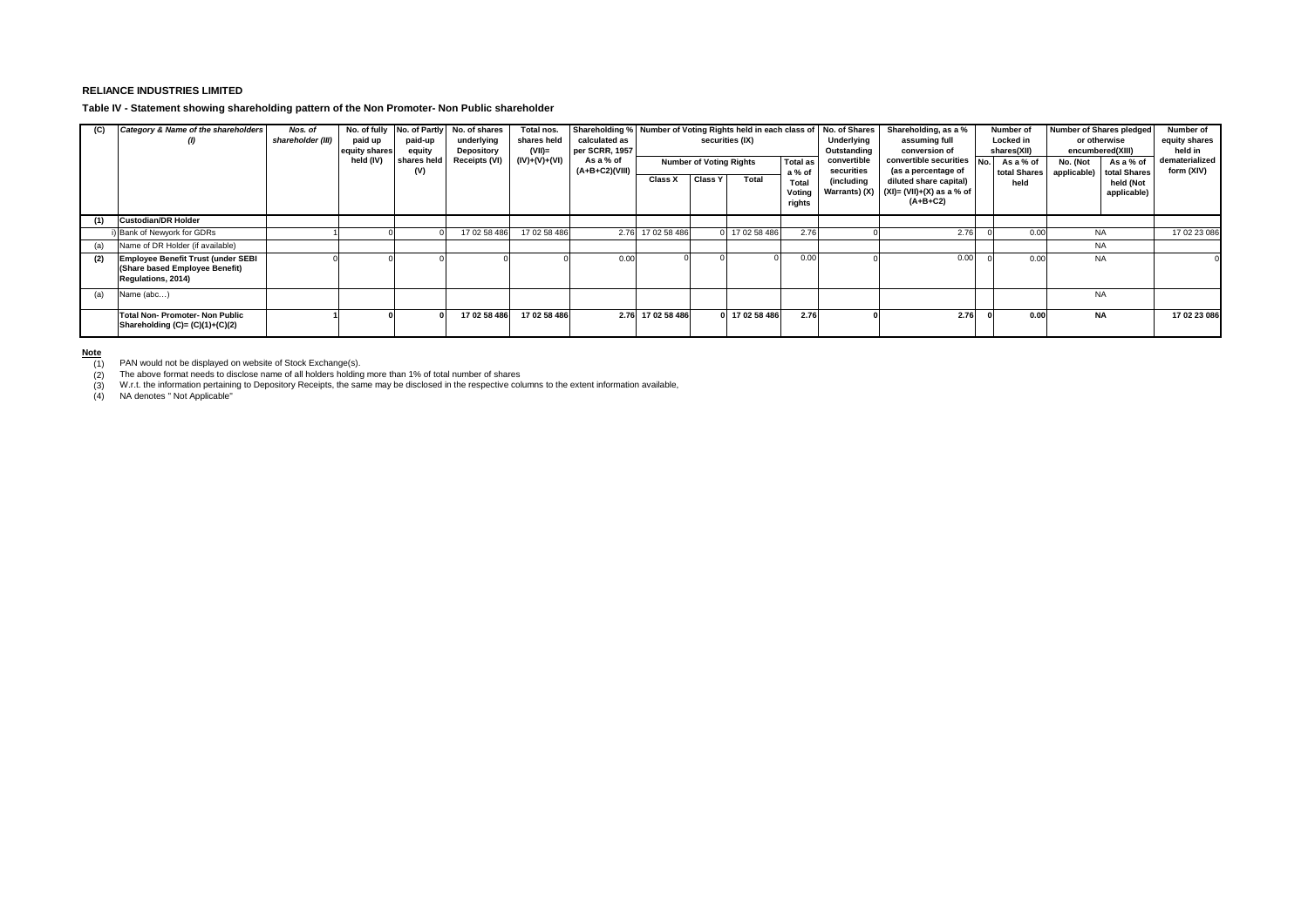**RELIANCE INDUSTRIES LIMITED**

**Table IV - Statement showing shareholding pattern of the Non Promoter- Non Public shareholder**

| (C) | *Category & Name of the shareholders (I)* | *Nos. of shareholder (III)* | No. of fully paid up equity shares held (IV) | No. of Partly paid-up equity shares held (V) | No. of shares underlying Depository Receipts (VI) | Total nos. shares held (VII)= (IV)+(V)+(VI) | Shareholding % calculated as per SCRR, 1957 As a % of (A+B+C2)(VIII) | Number of Voting Rights held in each class of securities (IX) | | | | No. of Shares Underlying Outstanding convertible securities (including Warrants) (X) | Shareholding, as a % assuming full conversion of convertible securities (as a percentage of diluted share capital) (XI)= (VII)+(X) as a % of (A+B+C2) | Number of Locked in shares(XII) | | Number of Shares pledged or otherwise encumbered(XIII) | | Number of equity shares held in dematerialized form (XIV) |
|---|---|---|---|---|---|---|---|---|---|---|---|---|---|---|---|---|---|---|
| | | | | | | | | Number of Voting Rights | | | Total as a % of Total Voting rights | | | No. | As a % of total Shares held | No. (Not applicable) | As a % of total Shares held (Not applicable) | |
| | | | | | | | | Class X | Class Y | Total | | | | | | | | |
| **(1)** | **Custodian/DR Holder** | | | | | | | | | | | | | | | | | |
| | i) Bank of Newyork for GDRs | 1 | 0 | 0 | 17 02 58 486 | 17 02 58 486 | 2.76 | 17 02 58 486 | 0 | 17 02 58 486 | 2.76 | 0 | 2.76 | 0 | 0.00 | NA | | 17 02 23 086 |
| (a) | Name of DR Holder (if available) | | | | | | | | | | | | | | | NA | | |
| **(2)** | **Employee Benefit Trust (under SEBI (Share based Employee Benefit) Regulations, 2014)** | 0 | 0 | 0 | 0 | 0 | 0.00 | 0 | 0 | 0 | 0.00 | 0 | 0.00 | 0 | 0.00 | NA | | 0 |
| (a) | Name (abc…) | | | | | | | | | | | | | | | NA | | |
| | **Total Non- Promoter- Non Public Shareholding (C)= (C)(1)+(C)(2)** | **1** | **0** | **0** | **17 02 58 486** | **17 02 58 486** | **2.76** | **17 02 58 486** | **0** | **17 02 58 486** | **2.76** | **0** | **2.76** | **0** | **0.00** | **NA** | | **17 02 23 086** |

**Note**

(1) PAN would not be displayed on website of Stock Exchange(s).

(2) The above format needs to disclose name of all holders holding more than 1% of total number of shares

(3) W.r.t. the information pertaining to Depository Receipts, the same may be disclosed in the respective columns to the extent information available,

(4) NA denotes " Not Applicable"